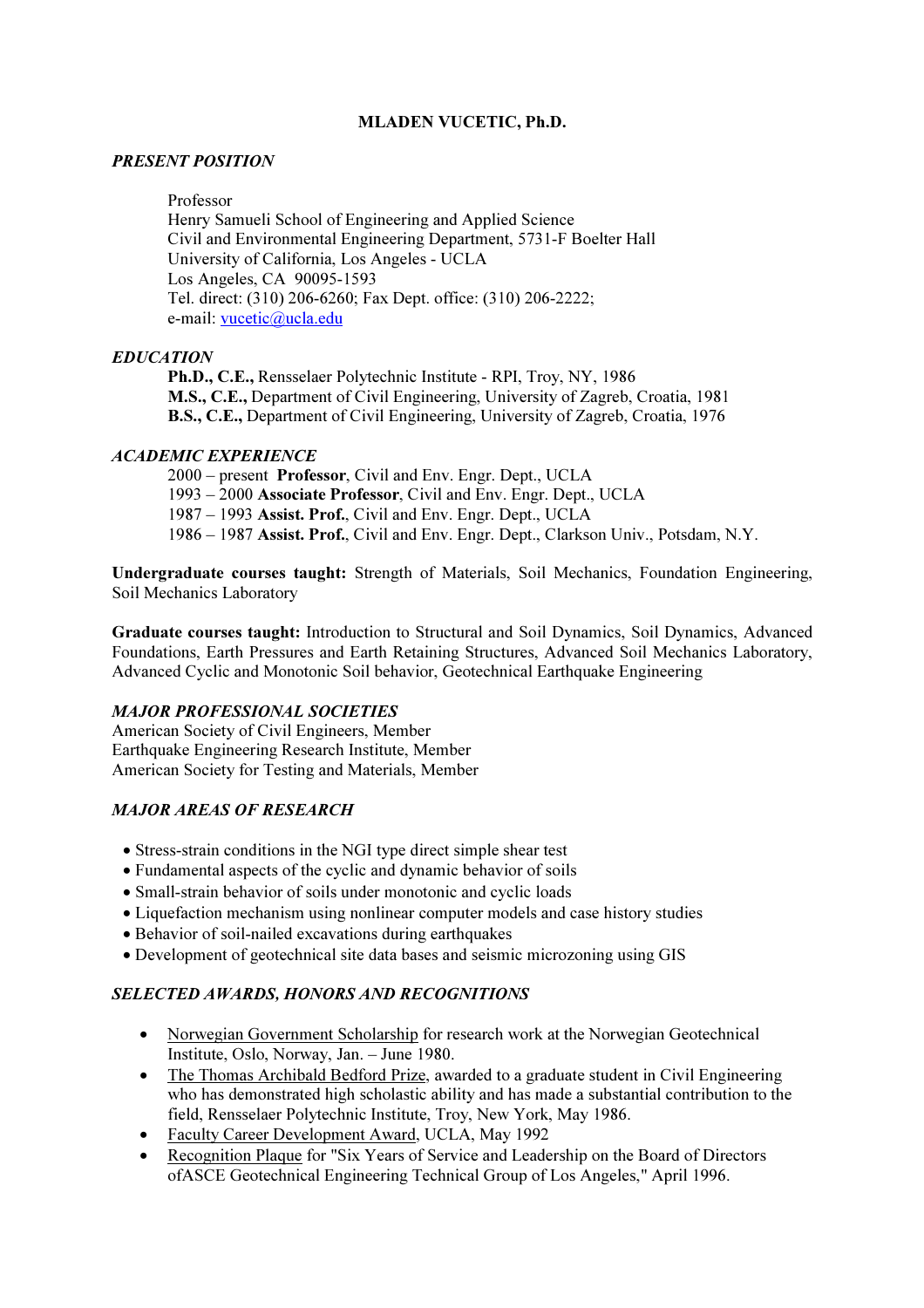# MLADEN VUCETIC, Ph.D.

## *PRESENT POSITION*

Professor
Henry Samueli School of Engineering and Applied Science
Civil and Environmental Engineering Department, 5731-F Boelter Hall
University of California, Los Angeles - UCLA
Los Angeles, CA 90095-1593
Tel. direct: (310) 206-6260; Fax Dept. office: (310) 206-2222;
e-mail: vucetic@ucla.edu

## *EDUCATION*

**Ph.D., C.E.,** Rensselaer Polytechnic Institute - RPI, Troy, NY, 1986
**M.S., C.E.,** Department of Civil Engineering, University of Zagreb, Croatia, 1981
**B.S., C.E.,** Department of Civil Engineering, University of Zagreb, Croatia, 1976

## *ACADEMIC EXPERIENCE*

2000 – present **Professor**, Civil and Env. Engr. Dept., UCLA
1993 – 2000 **Associate Professor**, Civil and Env. Engr. Dept., UCLA
1987 – 1993 **Assist. Prof.**, Civil and Env. Engr. Dept., UCLA
1986 – 1987 **Assist. Prof.**, Civil and Env. Engr. Dept., Clarkson Univ., Potsdam, N.Y.

**Undergraduate courses taught:** Strength of Materials, Soil Mechanics, Foundation Engineering, Soil Mechanics Laboratory

**Graduate courses taught:** Introduction to Structural and Soil Dynamics, Soil Dynamics, Advanced Foundations, Earth Pressures and Earth Retaining Structures, Advanced Soil Mechanics Laboratory, Advanced Cyclic and Monotonic Soil behavior, Geotechnical Earthquake Engineering

## *MAJOR PROFESSIONAL SOCIETIES*

American Society of Civil Engineers, Member
Earthquake Engineering Research Institute, Member
American Society for Testing and Materials, Member

## *MAJOR AREAS OF RESEARCH*

- Stress-strain conditions in the NGI type direct simple shear test
- Fundamental aspects of the cyclic and dynamic behavior of soils
- Small-strain behavior of soils under monotonic and cyclic loads
- Liquefaction mechanism using nonlinear computer models and case history studies
- Behavior of soil-nailed excavations during earthquakes
- Development of geotechnical site data bases and seismic microzoning using GIS

## *SELECTED AWARDS, HONORS AND RECOGNITIONS*

- Norwegian Government Scholarship for research work at the Norwegian Geotechnical Institute, Oslo, Norway, Jan. – June 1980.
- The Thomas Archibald Bedford Prize, awarded to a graduate student in Civil Engineering who has demonstrated high scholastic ability and has made a substantial contribution to the field, Rensselaer Polytechnic Institute, Troy, New York, May 1986.
- Faculty Career Development Award, UCLA, May 1992
- Recognition Plaque for "Six Years of Service and Leadership on the Board of Directors ofASCE Geotechnical Engineering Technical Group of Los Angeles," April 1996.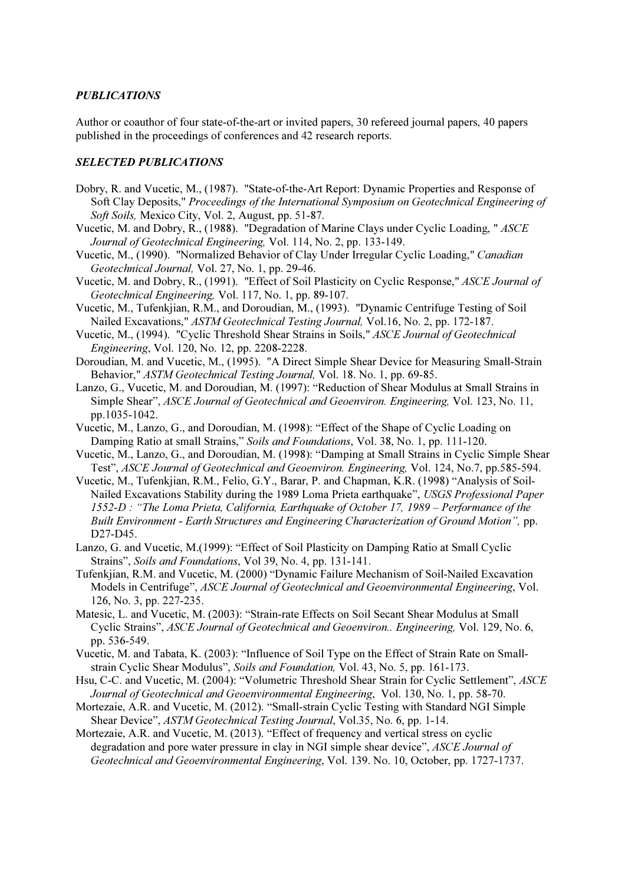***PUBLICATIONS***

Author or coauthor of four state-of-the-art or invited papers, 30 refereed journal papers, 40 papers published in the proceedings of conferences and 42 research reports.

***SELECTED PUBLICATIONS***

Dobry, R. and Vucetic, M., (1987). "State-of-the-Art Report: Dynamic Properties and Response of Soft Clay Deposits," *Proceedings of the International Symposium on Geotechnical Engineering of Soft Soils,* Mexico City, Vol. 2, August, pp. 51-87.

Vucetic, M. and Dobry, R., (1988). "Degradation of Marine Clays under Cyclic Loading, " *ASCE Journal of Geotechnical Engineering,* Vol. 114, No. 2, pp. 133-149.

Vucetic, M., (1990). "Normalized Behavior of Clay Under Irregular Cyclic Loading," *Canadian Geotechnical Journal,* Vol. 27, No. 1, pp. 29-46.

Vucetic, M. and Dobry, R., (1991). "Effect of Soil Plasticity on Cyclic Response," *ASCE Journal of Geotechnical Engineering,* Vol. 117, No. 1, pp. 89-107.

Vucetic, M., Tufenkjian, R.M., and Doroudian, M., (1993). "Dynamic Centrifuge Testing of Soil Nailed Excavations," *ASTM Geotechnical Testing Journal,* Vol.16, No. 2, pp. 172-187.

Vucetic, M., (1994). "Cyclic Threshold Shear Strains in Soils," *ASCE Journal of Geotechnical Engineering*, Vol. 120, No. 12, pp. 2208-2228.

Doroudian, M. and Vucetic, M., (1995). "A Direct Simple Shear Device for Measuring Small-Strain Behavior," *ASTM Geotechnical Testing Journal,* Vol. 18. No. 1, pp. 69-85.

Lanzo, G., Vucetic, M. and Doroudian, M. (1997): "Reduction of Shear Modulus at Small Strains in Simple Shear", *ASCE Journal of Geotechnical and Geoenviron. Engineering,* Vol. 123, No. 11, pp.1035-1042.

Vucetic, M., Lanzo, G., and Doroudian, M. (1998): "Effect of the Shape of Cyclic Loading on Damping Ratio at small Strains," *Soils and Foundations*, Vol. 38, No. 1, pp. 111-120.

Vucetic, M., Lanzo, G., and Doroudian, M. (1998): "Damping at Small Strains in Cyclic Simple Shear Test", *ASCE Journal of Geotechnical and Geoenviron. Engineering,* Vol. 124, No.7, pp.585-594.

Vucetic, M., Tufenkjian, R.M., Felio, G.Y., Barar, P. and Chapman, K.R. (1998) "Analysis of Soil-Nailed Excavations Stability during the 1989 Loma Prieta earthquake", *USGS Professional Paper 1552-D : "The Loma Prieta, California, Earthquake of October 17, 1989 – Performance of the Built Environment - Earth Structures and Engineering Characterization of Ground Motion",* pp. D27-D45.

Lanzo, G. and Vucetic, M.(1999): "Effect of Soil Plasticity on Damping Ratio at Small Cyclic Strains", *Soils and Foundations*, Vol 39, No. 4, pp. 131-141.

Tufenkjian, R.M. and Vucetic, M. (2000) "Dynamic Failure Mechanism of Soil-Nailed Excavation Models in Centrifuge", *ASCE Journal of Geotechnical and Geoenvironmental Engineering*, Vol. 126, No. 3, pp. 227-235.

Matesic, L. and Vucetic, M. (2003): "Strain-rate Effects on Soil Secant Shear Modulus at Small Cyclic Strains", *ASCE Journal of Geotechnical and Geoenviron.. Engineering,* Vol. 129, No. 6, pp. 536-549.

Vucetic, M. and Tabata, K. (2003): "Influence of Soil Type on the Effect of Strain Rate on Small-strain Cyclic Shear Modulus", *Soils and Foundation,* Vol. 43, No. 5, pp. 161-173.

Hsu, C-C. and Vucetic, M. (2004): "Volumetric Threshold Shear Strain for Cyclic Settlement", *ASCE Journal of Geotechnical and Geoenvironmental Engineering*, Vol. 130, No. 1, pp. 58-70.

Mortezaie, A.R. and Vucetic, M. (2012). "Small-strain Cyclic Testing with Standard NGI Simple Shear Device", *ASTM Geotechnical Testing Journal*, Vol.35, No. 6, pp. 1-14.

Mortezaie, A.R. and Vucetic, M. (2013). "Effect of frequency and vertical stress on cyclic degradation and pore water pressure in clay in NGI simple shear device", *ASCE Journal of Geotechnical and Geoenvironmental Engineering*, Vol. 139. No. 10, October, pp. 1727-1737.